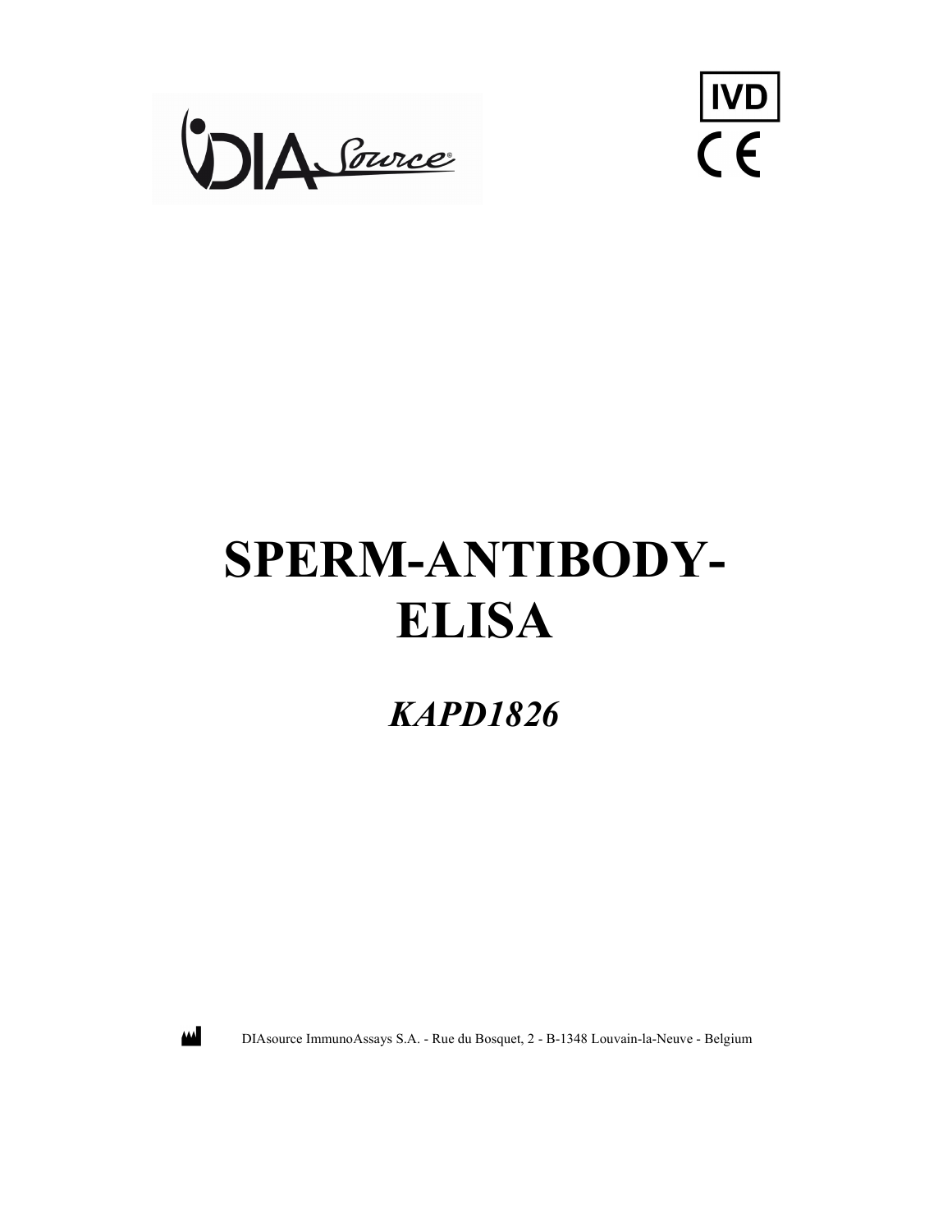IVD

CE

# SPERM-ANTIBODY-ELISA

## *KAPD1826*

DIAsource ImmunoAssays S.A. - Rue du Bosquet, 2 - B-1348 Louvain-la-Neuve - Belgium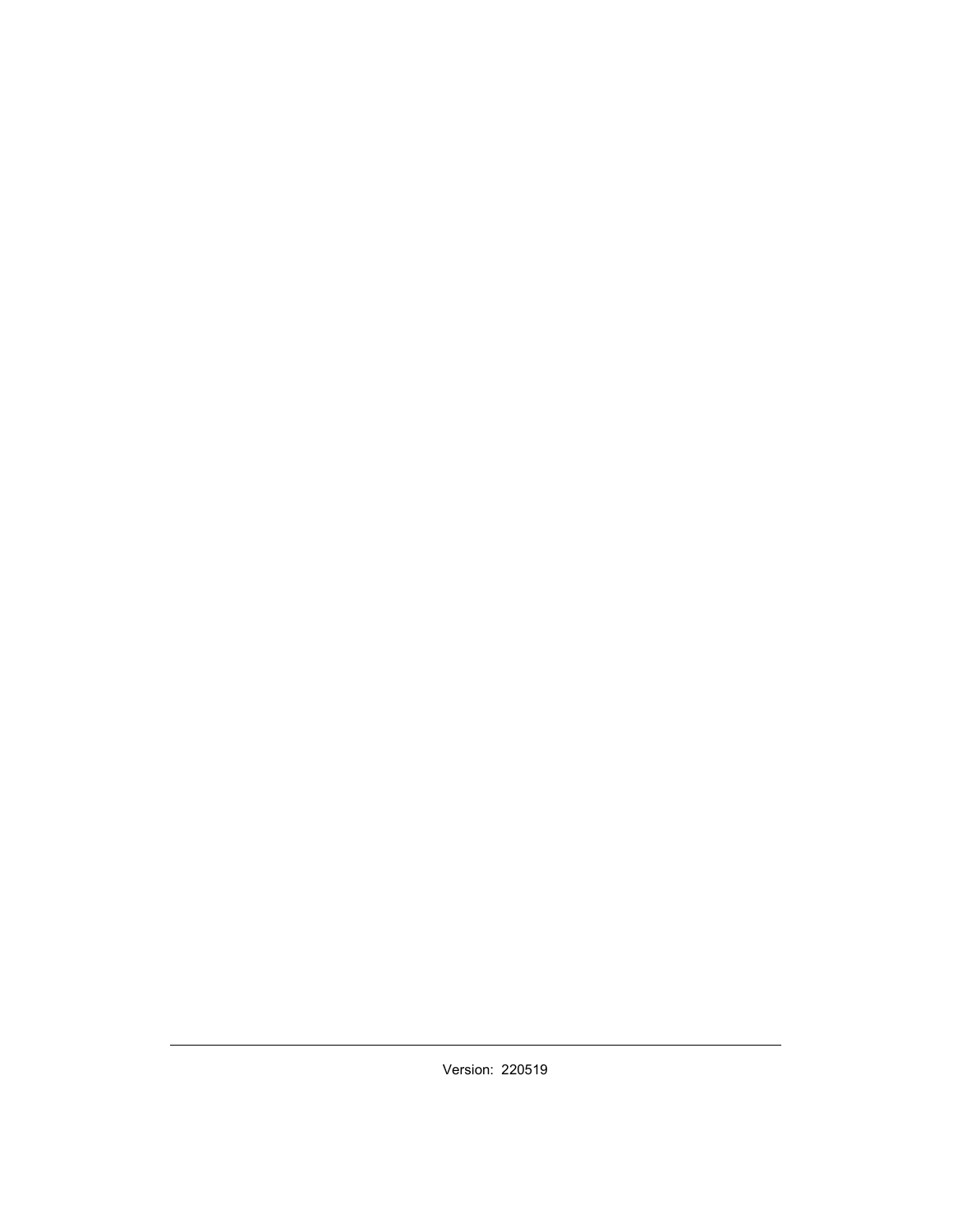Version: 220519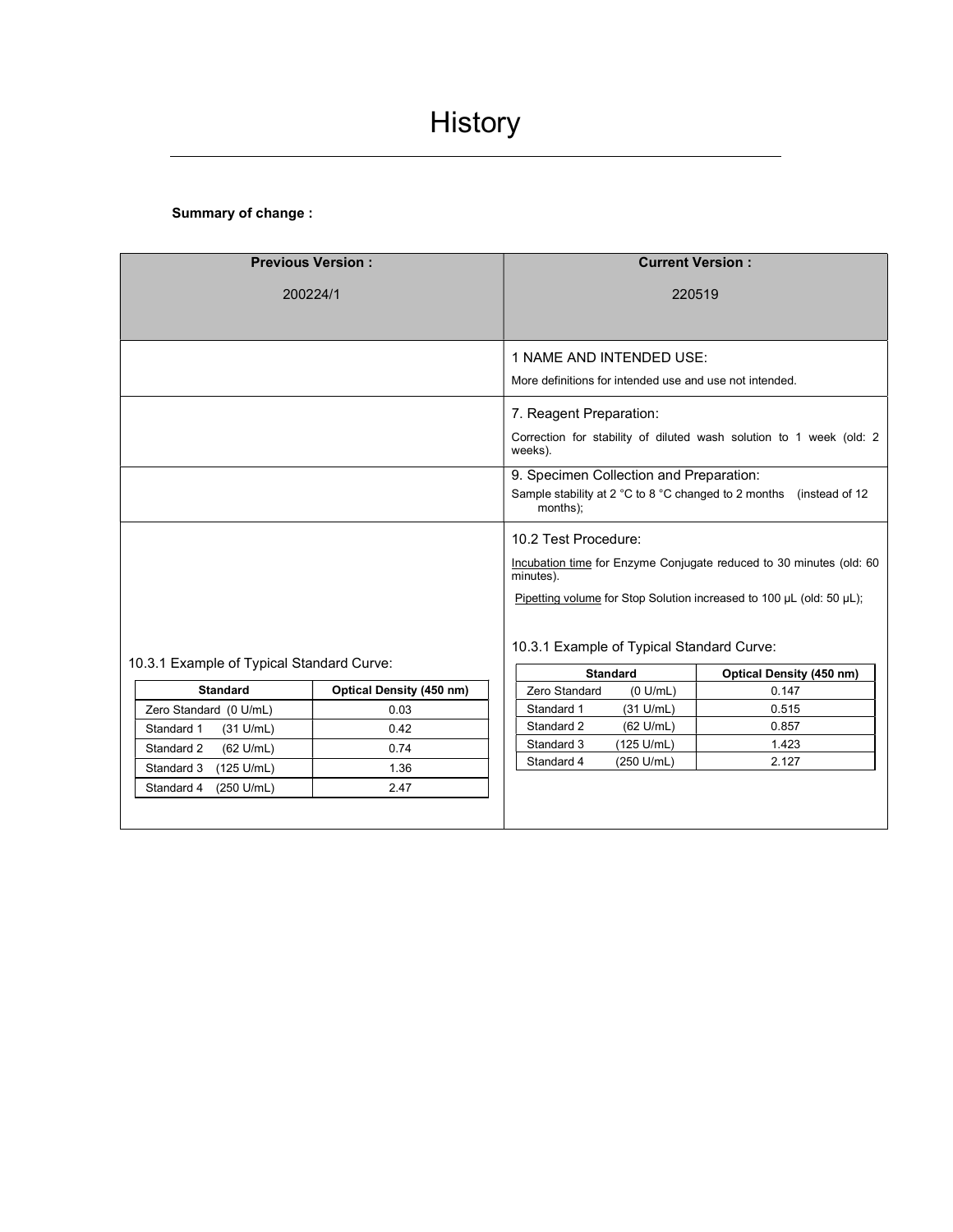# History

**Summary of change :**

| Previous Version : 200224/1 | Current Version : 220519 |
|---|---|
| | 1 NAME AND INTENDED USE: More definitions for intended use and use not intended. |
| | 7. Reagent Preparation: Correction for stability of diluted wash solution to 1 week (old: 2 weeks). |
| | 9. Specimen Collection and Preparation: Sample stability at 2 °C to 8 °C changed to 2 months (instead of 12 months); |
| | 10.2 Test Procedure: Incubation time for Enzyme Conjugate reduced to 30 minutes (old: 60 minutes). Pipetting volume for Stop Solution increased to 100 µL (old: 50 µL); |
| 10.3.1 Example of Typical Standard Curve: (see table below) | 10.3.1 Example of Typical Standard Curve: (see table below) |

**Previous Version – 10.3.1 Example of Typical Standard Curve:**

| Standard | Optical Density (450 nm) |
|---|---|
| Zero Standard (0 U/mL) | 0.03 |
| Standard 1 (31 U/mL) | 0.42 |
| Standard 2 (62 U/mL) | 0.74 |
| Standard 3 (125 U/mL) | 1.36 |
| Standard 4 (250 U/mL) | 2.47 |

**Current Version – 10.3.1 Example of Typical Standard Curve:**

| Standard | Optical Density (450 nm) |
|---|---|
| Zero Standard (0 U/mL) | 0.147 |
| Standard 1 (31 U/mL) | 0.515 |
| Standard 2 (62 U/mL) | 0.857 |
| Standard 3 (125 U/mL) | 1.423 |
| Standard 4 (250 U/mL) | 2.127 |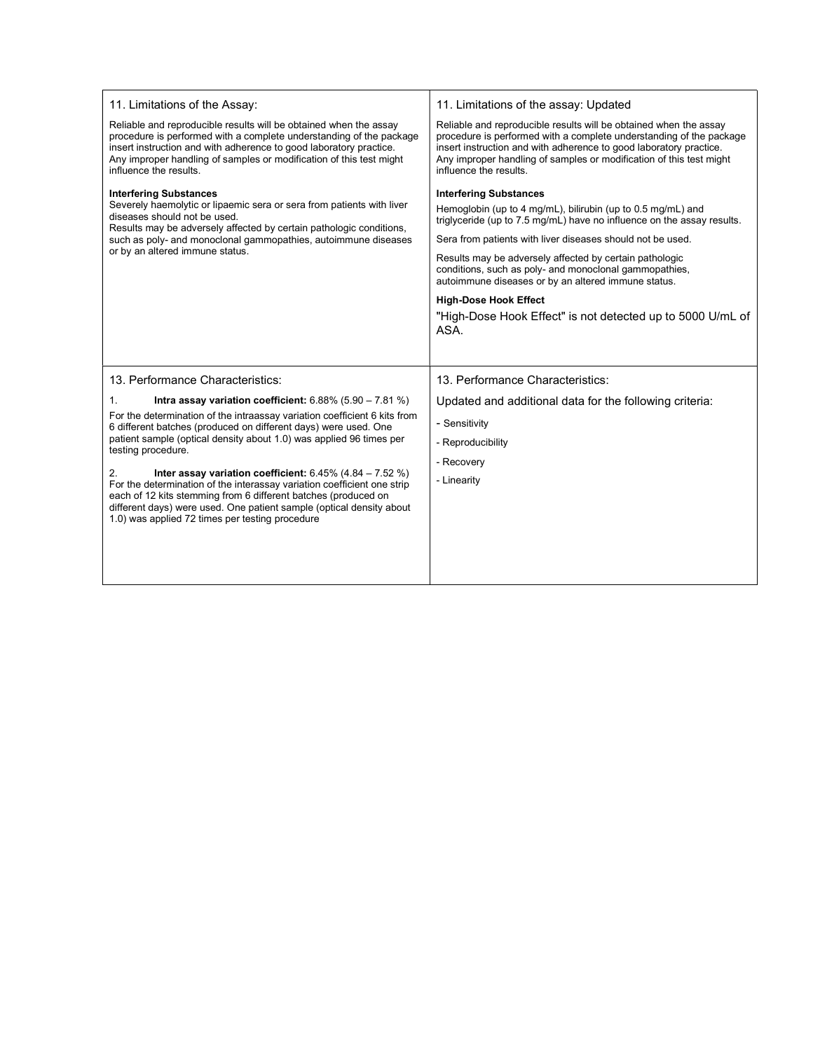| 11. Limitations of the Assay: | 11. Limitations of the assay: Updated |
| --- | --- |
| Reliable and reproducible results will be obtained when the assay procedure is performed with a complete understanding of the package insert instruction and with adherence to good laboratory practice. Any improper handling of samples or modification of this test might influence the results.<br><br>**Interfering Substances**<br>Severely haemolytic or lipaemic sera or sera from patients with liver diseases should not be used.<br>Results may be adversely affected by certain pathologic conditions, such as poly- and monoclonal gammopathies, autoimmune diseases or by an altered immune status. | Reliable and reproducible results will be obtained when the assay procedure is performed with a complete understanding of the package insert instruction and with adherence to good laboratory practice. Any improper handling of samples or modification of this test might influence the results.<br><br>**Interfering Substances**<br>Hemoglobin (up to 4 mg/mL), bilirubin (up to 0.5 mg/mL) and triglyceride (up to 7.5 mg/mL) have no influence on the assay results.<br><br>Sera from patients with liver diseases should not be used.<br><br>Results may be adversely affected by certain pathologic conditions, such as poly- and monoclonal gammopathies, autoimmune diseases or by an altered immune status.<br><br>**High-Dose Hook Effect**<br>"High-Dose Hook Effect" is not detected up to 5000 U/mL of ASA. |
| 13. Performance Characteristics:<br><br>1. **Intra assay variation coefficient:** 6.88% (5.90 – 7.81 %)<br>For the determination of the intraassay variation coefficient 6 kits from 6 different batches (produced on different days) were used. One patient sample (optical density about 1.0) was applied 96 times per testing procedure.<br><br>2. **Inter assay variation coefficient:** 6.45% (4.84 – 7.52 %)<br>For the determination of the interassay variation coefficient one strip each of 12 kits stemming from 6 different batches (produced on different days) were used. One patient sample (optical density about 1.0) was applied 72 times per testing procedure | 13. Performance Characteristics:<br><br>Updated and additional data for the following criteria:<br><br>- Sensitivity<br>- Reproducibility<br>- Recovery<br>- Linearity |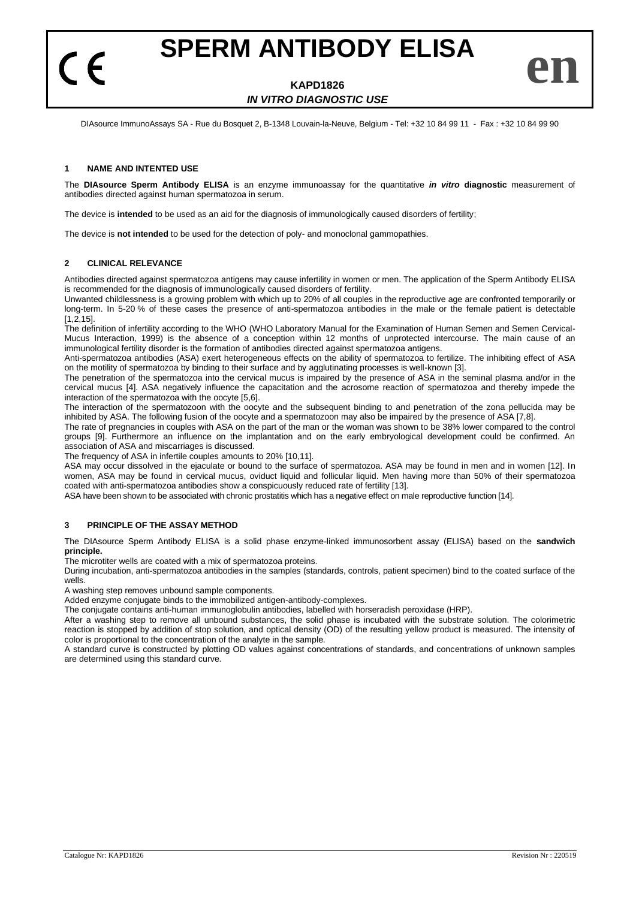# SPERM ANTIBODY ELISA

**KAPD1826**

***IN VITRO DIAGNOSTIC USE***

DIAsource ImmunoAssays SA - Rue du Bosquet 2, B-1348 Louvain-la-Neuve, Belgium - Tel: +32 10 84 99 11 - Fax : +32 10 84 99 90

## 1 NAME AND INTENDED USE

The **DIAsource Sperm Antibody ELISA** is an enzyme immunoassay for the quantitative ***in vitro*** **diagnostic** measurement of antibodies directed against human spermatozoa in serum.

The device is **intended** to be used as an aid for the diagnosis of immunologically caused disorders of fertility;

The device is **not intended** to be used for the detection of poly- and monoclonal gammopathies.

## 2 CLINICAL RELEVANCE

Antibodies directed against spermatozoa antigens may cause infertility in women or men. The application of the Sperm Antibody ELISA is recommended for the diagnosis of immunologically caused disorders of fertility.

Unwanted childlessness is a growing problem with which up to 20% of all couples in the reproductive age are confronted temporarily or long-term. In 5-20 % of these cases the presence of anti-spermatozoa antibodies in the male or the female patient is detectable [1,2,15].

The definition of infertility according to the WHO (WHO Laboratory Manual for the Examination of Human Semen and Semen Cervical-Mucus Interaction, 1999) is the absence of a conception within 12 months of unprotected intercourse. The main cause of an immunological fertility disorder is the formation of antibodies directed against spermatozoa antigens.

Anti-spermatozoa antibodies (ASA) exert heterogeneous effects on the ability of spermatozoa to fertilize. The inhibiting effect of ASA on the motility of spermatozoa by binding to their surface and by agglutinating processes is well-known [3].

The penetration of the spermatozoa into the cervical mucus is impaired by the presence of ASA in the seminal plasma and/or in the cervical mucus [4]. ASA negatively influence the capacitation and the acrosome reaction of spermatozoa and thereby impede the interaction of the spermatozoa with the oocyte [5,6].

The interaction of the spermatozoon with the oocyte and the subsequent binding to and penetration of the zona pellucida may be inhibited by ASA. The following fusion of the oocyte and a spermatozoon may also be impaired by the presence of ASA [7,8].

The rate of pregnancies in couples with ASA on the part of the man or the woman was shown to be 38% lower compared to the control groups [9]. Furthermore an influence on the implantation and on the early embryological development could be confirmed. An association of ASA and miscarriages is discussed.

The frequency of ASA in infertile couples amounts to 20% [10,11].

ASA may occur dissolved in the ejaculate or bound to the surface of spermatozoa. ASA may be found in men and in women [12]. In women, ASA may be found in cervical mucus, oviduct liquid and follicular liquid. Men having more than 50% of their spermatozoa coated with anti-spermatozoa antibodies show a conspicuously reduced rate of fertility [13].

ASA have been shown to be associated with chronic prostatitis which has a negative effect on male reproductive function [14].

## 3 PRINCIPLE OF THE ASSAY METHOD

The DIAsource Sperm Antibody ELISA is a solid phase enzyme-linked immunosorbent assay (ELISA) based on the **sandwich principle.**

The microtiter wells are coated with a mix of spermatozoa proteins.

During incubation, anti-spermatozoa antibodies in the samples (standards, controls, patient specimen) bind to the coated surface of the wells.

A washing step removes unbound sample components.

Added enzyme conjugate binds to the immobilized antigen-antibody-complexes.

The conjugate contains anti-human immunoglobulin antibodies, labelled with horseradish peroxidase (HRP).

After a washing step to remove all unbound substances, the solid phase is incubated with the substrate solution. The colorimetric reaction is stopped by addition of stop solution, and optical density (OD) of the resulting yellow product is measured. The intensity of color is proportional to the concentration of the analyte in the sample.

A standard curve is constructed by plotting OD values against concentrations of standards, and concentrations of unknown samples are determined using this standard curve.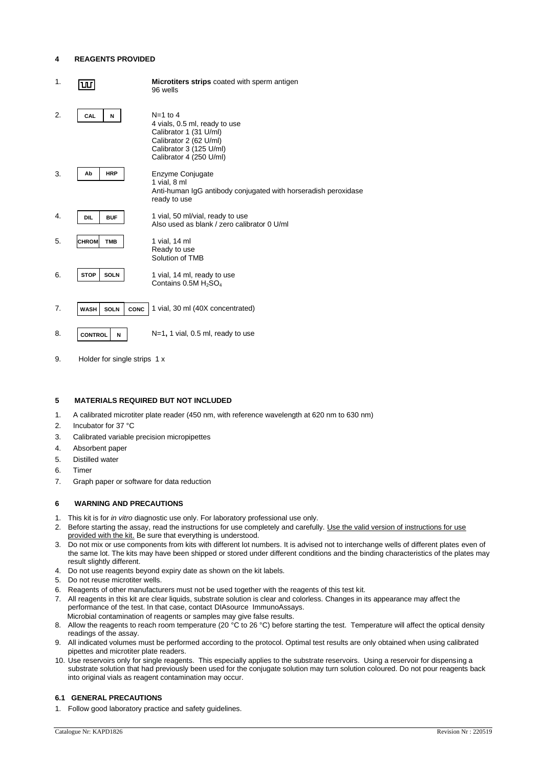## 4 REAGENTS PROVIDED

| | Symbol | Description |
|---|---|---|
| 1. | [microtiter plate symbol] | **Microtiters strips** coated with sperm antigen<br>96 wells |
| 2. | CAL N | N=1 to 4<br>4 vials, 0.5 ml, ready to use<br>Calibrator 1 (31 U/ml)<br>Calibrator 2 (62 U/ml)<br>Calibrator 3 (125 U/ml)<br>Calibrator 4 (250 U/ml) |
| 3. | Ab HRP | Enzyme Conjugate<br>1 vial, 8 ml<br>Anti-human IgG antibody conjugated with horseradish peroxidase<br>ready to use |
| 4. | DIL BUF | 1 vial, 50 ml/vial, ready to use<br>Also used as blank / zero calibrator 0 U/ml |
| 5. | CHROM TMB | 1 vial, 14 ml<br>Ready to use<br>Solution of TMB |
| 6. | STOP SOLN | 1 vial, 14 ml, ready to use<br>Contains 0.5M $H_2SO_4$ |
| 7. | WASH SOLN CONC | 1 vial, 30 ml (40X concentrated) |
| 8. | CONTROL N | N=1**,** 1 vial, 0.5 ml, ready to use |

9. Holder for single strips 1 x

## 5 MATERIALS REQUIRED BUT NOT INCLUDED

1. A calibrated microtiter plate reader (450 nm, with reference wavelength at 620 nm to 630 nm)
2. Incubator for 37 °C
3. Calibrated variable precision micropipettes
4. Absorbent paper
5. Distilled water
6. Timer
7. Graph paper or software for data reduction

## 6 WARNING AND PRECAUTIONS

1. This kit is for *in vitro* diagnostic use only. For laboratory professional use only.
2. Before starting the assay, read the instructions for use completely and carefully. Use the valid version of instructions for use provided with the kit. Be sure that everything is understood.
3. Do not mix or use components from kits with different lot numbers. It is advised not to interchange wells of different plates even of the same lot. The kits may have been shipped or stored under different conditions and the binding characteristics of the plates may result slightly different.
4. Do not use reagents beyond expiry date as shown on the kit labels.
5. Do not reuse microtiter wells.
6. Reagents of other manufacturers must not be used together with the reagents of this test kit.
7. All reagents in this kit are clear liquids, substrate solution is clear and colorless. Changes in its appearance may affect the performance of the test. In that case, contact DIAsource ImmunoAssays.
   Microbial contamination of reagents or samples may give false results.
8. Allow the reagents to reach room temperature (20 °C to 26 °C) before starting the test. Temperature will affect the optical density readings of the assay.
9. All indicated volumes must be performed according to the protocol. Optimal test results are only obtained when using calibrated pipettes and microtiter plate readers.
10. Use reservoirs only for single reagents. This especially applies to the substrate reservoirs. Using a reservoir for dispensing a substrate solution that had previously been used for the conjugate solution may turn solution coloured. Do not pour reagents back into original vials as reagent contamination may occur.

### 6.1 GENERAL PRECAUTIONS

1. Follow good laboratory practice and safety guidelines.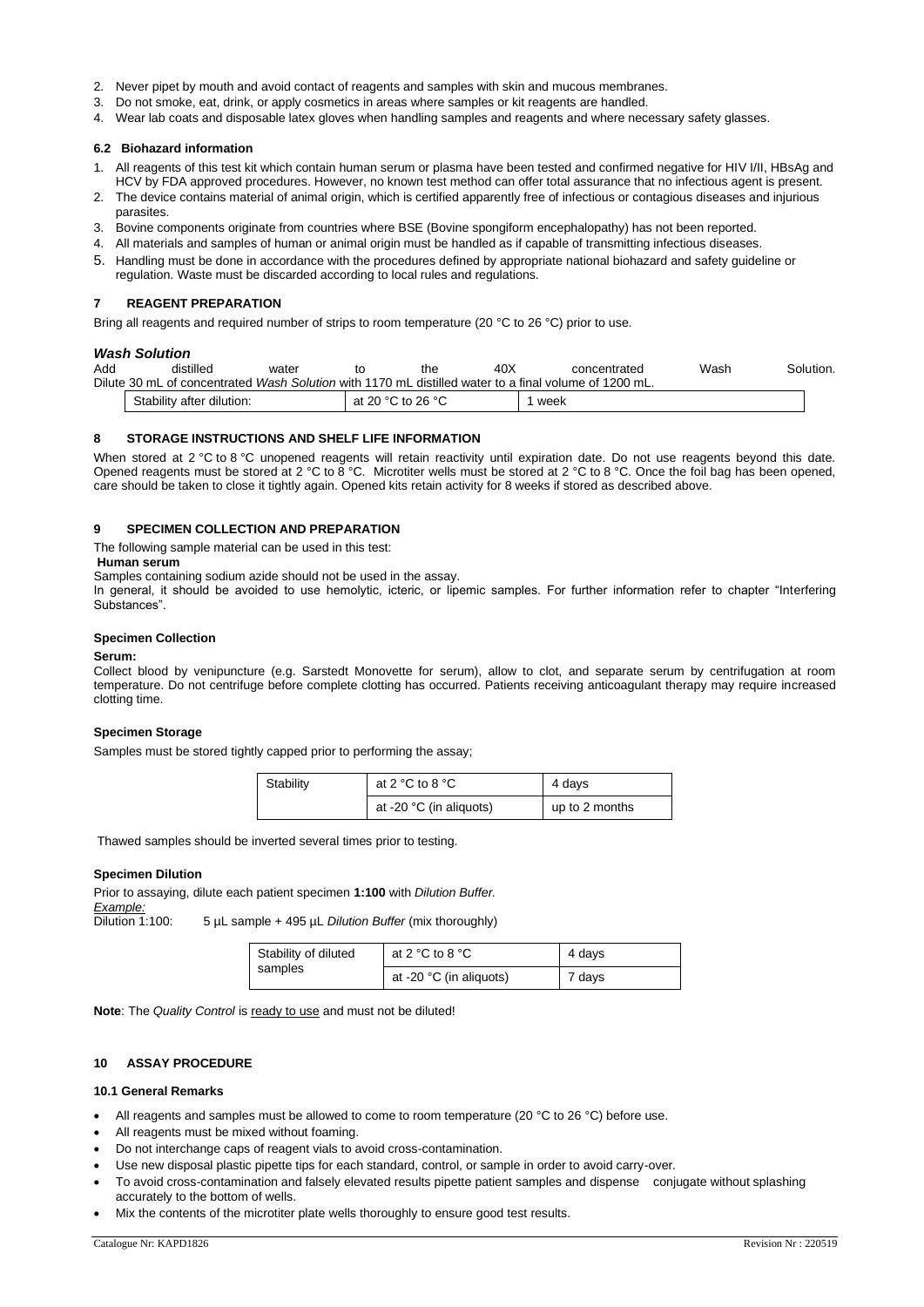2. Never pipet by mouth and avoid contact of reagents and samples with skin and mucous membranes.
3. Do not smoke, eat, drink, or apply cosmetics in areas where samples or kit reagents are handled.
4. Wear lab coats and disposable latex gloves when handling samples and reagents and where necessary safety glasses.

### 6.2 Biohazard information

1. All reagents of this test kit which contain human serum or plasma have been tested and confirmed negative for HIV I/II, HBsAg and HCV by FDA approved procedures. However, no known test method can offer total assurance that no infectious agent is present.
2. The device contains material of animal origin, which is certified apparently free of infectious or contagious diseases and injurious parasites.
3. Bovine components originate from countries where BSE (Bovine spongiform encephalopathy) has not been reported.
4. All materials and samples of human or animal origin must be handled as if capable of transmitting infectious diseases.
5. Handling must be done in accordance with the procedures defined by appropriate national biohazard and safety guideline or regulation. Waste must be discarded according to local rules and regulations.

## 7 REAGENT PREPARATION

Bring all reagents and required number of strips to room temperature (20 °C to 26 °C) prior to use.

### *Wash Solution*

Add distilled water to the 40X concentrated Wash Solution.
Dilute 30 mL of concentrated *Wash Solution* with 1170 mL distilled water to a final volume of 1200 mL.

| Stability after dilution: | at 20 °C to 26 °C | 1 week |
|---|---|---|

## 8 STORAGE INSTRUCTIONS AND SHELF LIFE INFORMATION

When stored at 2 °C to 8 °C unopened reagents will retain reactivity until expiration date. Do not use reagents beyond this date. Opened reagents must be stored at 2 °C to 8 °C. Microtiter wells must be stored at 2 °C to 8 °C. Once the foil bag has been opened, care should be taken to close it tightly again. Opened kits retain activity for 8 weeks if stored as described above.

## 9 SPECIMEN COLLECTION AND PREPARATION

The following sample material can be used in this test:

**Human serum**

Samples containing sodium azide should not be used in the assay.
In general, it should be avoided to use hemolytic, icteric, or lipemic samples. For further information refer to chapter "Interfering Substances".

### Specimen Collection

**Serum:**

Collect blood by venipuncture (e.g. Sarstedt Monovette for serum), allow to clot, and separate serum by centrifugation at room temperature. Do not centrifuge before complete clotting has occurred. Patients receiving anticoagulant therapy may require increased clotting time.

### Specimen Storage

Samples must be stored tightly capped prior to performing the assay;

| Stability | at 2 °C to 8 °C | 4 days |
|---|---|---|
| | at -20 °C (in aliquots) | up to 2 months |

Thawed samples should be inverted several times prior to testing.

### Specimen Dilution

Prior to assaying, dilute each patient specimen **1:100** with *Dilution Buffer.*
*Example:*
Dilution 1:100: 5 µL sample + 495 µL *Dilution Buffer* (mix thoroughly)

| Stability of diluted samples | at 2 °C to 8 °C | 4 days |
|---|---|---|
| | at -20 °C (in aliquots) | 7 days |

**Note**: The *Quality Control* is ready to use and must not be diluted!

## 10 ASSAY PROCEDURE

### 10.1 General Remarks

- All reagents and samples must be allowed to come to room temperature (20 °C to 26 °C) before use.
- All reagents must be mixed without foaming.
- Do not interchange caps of reagent vials to avoid cross-contamination.
- Use new disposal plastic pipette tips for each standard, control, or sample in order to avoid carry-over.
- To avoid cross-contamination and falsely elevated results pipette patient samples and dispense conjugate without splashing accurately to the bottom of wells.
- Mix the contents of the microtiter plate wells thoroughly to ensure good test results.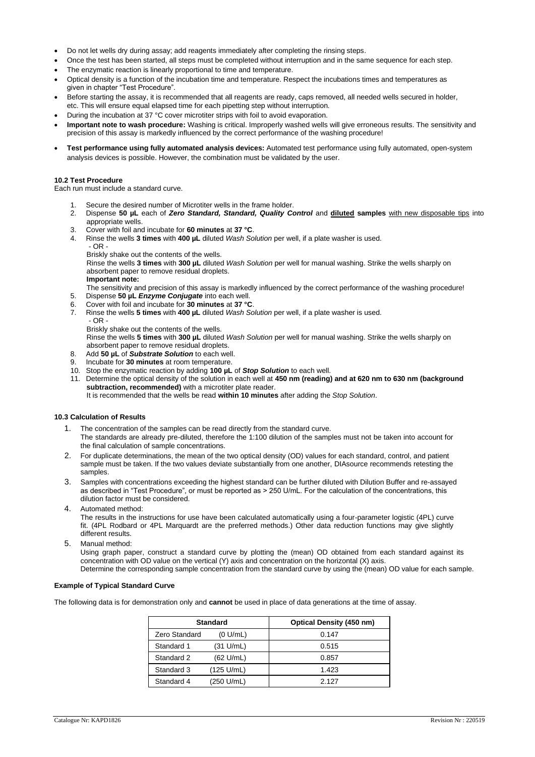- Do not let wells dry during assay; add reagents immediately after completing the rinsing steps.
- Once the test has been started, all steps must be completed without interruption and in the same sequence for each step.
- The enzymatic reaction is linearly proportional to time and temperature.
- Optical density is a function of the incubation time and temperature. Respect the incubations times and temperatures as given in chapter "Test Procedure".
- Before starting the assay, it is recommended that all reagents are ready, caps removed, all needed wells secured in holder, etc. This will ensure equal elapsed time for each pipetting step without interruption.
- During the incubation at 37 °C cover microtiter strips with foil to avoid evaporation.
- **Important note to wash procedure:** Washing is critical. Improperly washed wells will give erroneous results. The sensitivity and precision of this assay is markedly influenced by the correct performance of the washing procedure!
- **Test performance using fully automated analysis devices:** Automated test performance using fully automated, open-system analysis devices is possible. However, the combination must be validated by the user.

#### 10.2 Test Procedure

Each run must include a standard curve.

1. Secure the desired number of Microtiter wells in the frame holder.
2. Dispense **50 µL** each of ***Zero Standard, Standard, Quality Control*** and **diluted samples** with new disposable tips into appropriate wells.
3. Cover with foil and incubate for **60 minutes** at **37 °C**.
4. Rinse the wells **3 times** with **400 µL** diluted *Wash Solution* per well, if a plate washer is used.
   - OR -
   Briskly shake out the contents of the wells.
   Rinse the wells **3 times** with **300 µL** diluted *Wash Solution* per well for manual washing. Strike the wells sharply on absorbent paper to remove residual droplets.
   **Important note:**
   The sensitivity and precision of this assay is markedly influenced by the correct performance of the washing procedure!
5. Dispense **50 µL** ***Enzyme Conjugate*** into each well.
6. Cover with foil and incubate for **30 minutes** at **37 °C**.
7. Rinse the wells **5 times** with **400 µL** diluted *Wash Solution* per well, if a plate washer is used.
   - OR -
   Briskly shake out the contents of the wells.
   Rinse the wells **5 times** with **300 µL** diluted *Wash Solution* per well for manual washing. Strike the wells sharply on absorbent paper to remove residual droplets.
8. Add **50 µL** of ***Substrate Solution*** to each well.
9. Incubate for **30 minutes** at room temperature.
10. Stop the enzymatic reaction by adding **100 µL** of ***Stop Solution*** to each well.
11. Determine the optical density of the solution in each well at **450 nm (reading) and at 620 nm to 630 nm (background subtraction, recommended)** with a microtiter plate reader.
    It is recommended that the wells be read **within 10 minutes** after adding the *Stop Solution*.

#### 10.3 Calculation of Results

1. The concentration of the samples can be read directly from the standard curve.
   The standards are already pre-diluted, therefore the 1:100 dilution of the samples must not be taken into account for the final calculation of sample concentrations.
2. For duplicate determinations, the mean of the two optical density (OD) values for each standard, control, and patient sample must be taken. If the two values deviate substantially from one another, DIAsource recommends retesting the samples.
3. Samples with concentrations exceeding the highest standard can be further diluted with Dilution Buffer and re-assayed as described in "Test Procedure", or must be reported as > 250 U/mL. For the calculation of the concentrations, this dilution factor must be considered.
4. Automated method:
   The results in the instructions for use have been calculated automatically using a four-parameter logistic (4PL) curve fit. (4PL Rodbard or 4PL Marquardt are the preferred methods.) Other data reduction functions may give slightly different results.
5. Manual method:
   Using graph paper, construct a standard curve by plotting the (mean) OD obtained from each standard against its concentration with OD value on the vertical (Y) axis and concentration on the horizontal (X) axis.
   Determine the corresponding sample concentration from the standard curve by using the (mean) OD value for each sample.

#### Example of Typical Standard Curve

The following data is for demonstration only and **cannot** be used in place of data generations at the time of assay.

| Standard | | Optical Density (450 nm) |
|---|---|---|
| Zero Standard | (0 U/mL) | 0.147 |
| Standard 1 | (31 U/mL) | 0.515 |
| Standard 2 | (62 U/mL) | 0.857 |
| Standard 3 | (125 U/mL) | 1.423 |
| Standard 4 | (250 U/mL) | 2.127 |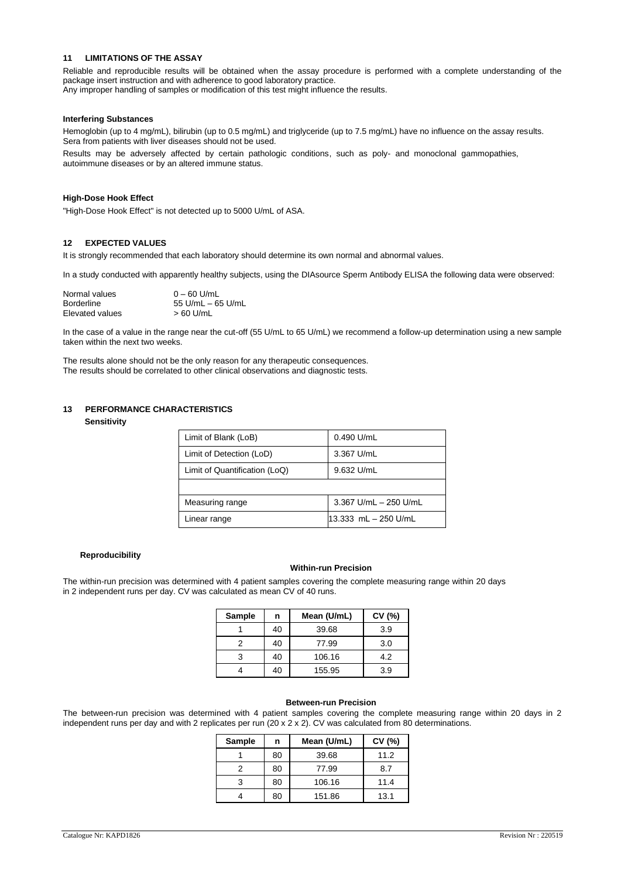## 11 LIMITATIONS OF THE ASSAY

Reliable and reproducible results will be obtained when the assay procedure is performed with a complete understanding of the package insert instruction and with adherence to good laboratory practice.
Any improper handling of samples or modification of this test might influence the results.

### Interfering Substances

Hemoglobin (up to 4 mg/mL), bilirubin (up to 0.5 mg/mL) and triglyceride (up to 7.5 mg/mL) have no influence on the assay results. Sera from patients with liver diseases should not be used.

Results may be adversely affected by certain pathologic conditions, such as poly- and monoclonal gammopathies, autoimmune diseases or by an altered immune status.

### High-Dose Hook Effect

"High-Dose Hook Effect" is not detected up to 5000 U/mL of ASA.

## 12 EXPECTED VALUES

It is strongly recommended that each laboratory should determine its own normal and abnormal values.

In a study conducted with apparently healthy subjects, using the DIAsource Sperm Antibody ELISA the following data were observed:

| | |
|---|---|
| Normal values | 0 – 60 U/mL |
| Borderline | 55 U/mL – 65 U/mL |
| Elevated values | > 60 U/mL |

In the case of a value in the range near the cut-off (55 U/mL to 65 U/mL) we recommend a follow-up determination using a new sample taken within the next two weeks.

The results alone should not be the only reason for any therapeutic consequences.
The results should be correlated to other clinical observations and diagnostic tests.

## 13 PERFORMANCE CHARACTERISTICS

### Sensitivity

| | |
|---|---|
| Limit of Blank (LoB) | 0.490 U/mL |
| Limit of Detection (LoD) | 3.367 U/mL |
| Limit of Quantification (LoQ) | 9.632 U/mL |
| | |
| Measuring range | 3.367 U/mL – 250 U/mL |
| Linear range | 13.333 mL – 250 U/mL |

### Reproducibility

#### Within-run Precision

The within-run precision was determined with 4 patient samples covering the complete measuring range within 20 days in 2 independent runs per day. CV was calculated as mean CV of 40 runs.

| Sample | n | Mean (U/mL) | CV (%) |
|---|---|---|---|
| 1 | 40 | 39.68 | 3.9 |
| 2 | 40 | 77.99 | 3.0 |
| 3 | 40 | 106.16 | 4.2 |
| 4 | 40 | 155.95 | 3.9 |

#### Between-run Precision

The between-run precision was determined with 4 patient samples covering the complete measuring range within 20 days in 2 independent runs per day and with 2 replicates per run (20 x 2 x 2). CV was calculated from 80 determinations.

| Sample | n | Mean (U/mL) | CV (%) |
|---|---|---|---|
| 1 | 80 | 39.68 | 11.2 |
| 2 | 80 | 77.99 | 8.7 |
| 3 | 80 | 106.16 | 11.4 |
| 4 | 80 | 151.86 | 13.1 |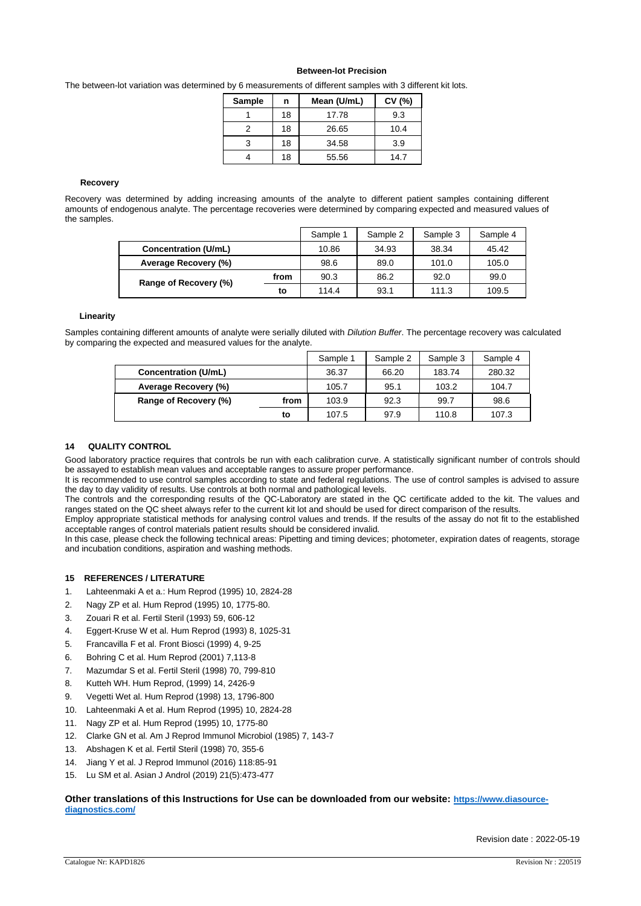**Between-lot Precision**

The between-lot variation was determined by 6 measurements of different samples with 3 different kit lots.

| Sample | n | Mean (U/mL) | CV (%) |
|---|---|---|---|
| 1 | 18 | 17.78 | 9.3 |
| 2 | 18 | 26.65 | 10.4 |
| 3 | 18 | 34.58 | 3.9 |
| 4 | 18 | 55.56 | 14.7 |

**Recovery**

Recovery was determined by adding increasing amounts of the analyte to different patient samples containing different amounts of endogenous analyte. The percentage recoveries were determined by comparing expected and measured values of the samples.

| | | Sample 1 | Sample 2 | Sample 3 | Sample 4 |
|---|---|---|---|---|---|
| **Concentration (U/mL)** | | 10.86 | 34.93 | 38.34 | 45.42 |
| **Average Recovery (%)** | | 98.6 | 89.0 | 101.0 | 105.0 |
| **Range of Recovery (%)** | **from** | 90.3 | 86.2 | 92.0 | 99.0 |
| | **to** | 114.4 | 93.1 | 111.3 | 109.5 |

**Linearity**

Samples containing different amounts of analyte were serially diluted with *Dilution Buffer*. The percentage recovery was calculated by comparing the expected and measured values for the analyte.

| | | Sample 1 | Sample 2 | Sample 3 | Sample 4 |
|---|---|---|---|---|---|
| **Concentration (U/mL)** | | 36.37 | 66.20 | 183.74 | 280.32 |
| **Average Recovery (%)** | | 105.7 | 95.1 | 103.2 | 104.7 |
| **Range of Recovery (%)** | **from** | 103.9 | 92.3 | 99.7 | 98.6 |
| | **to** | 107.5 | 97.9 | 110.8 | 107.3 |

## 14 QUALITY CONTROL

Good laboratory practice requires that controls be run with each calibration curve. A statistically significant number of controls should be assayed to establish mean values and acceptable ranges to assure proper performance.

It is recommended to use control samples according to state and federal regulations. The use of control samples is advised to assure the day to day validity of results. Use controls at both normal and pathological levels.

The controls and the corresponding results of the QC-Laboratory are stated in the QC certificate added to the kit. The values and ranges stated on the QC sheet always refer to the current kit lot and should be used for direct comparison of the results.

Employ appropriate statistical methods for analysing control values and trends. If the results of the assay do not fit to the established acceptable ranges of control materials patient results should be considered invalid.

In this case, please check the following technical areas: Pipetting and timing devices; photometer, expiration dates of reagents, storage and incubation conditions, aspiration and washing methods.

## 15 REFERENCES / LITERATURE

1. Lahteenmaki A et a.: Hum Reprod (1995) 10, 2824-28
2. Nagy ZP et al. Hum Reprod (1995) 10, 1775-80.
3. Zouari R et al. Fertil Steril (1993) 59, 606-12
4. Eggert-Kruse W et al. Hum Reprod (1993) 8, 1025-31
5. Francavilla F et al. Front Biosci (1999) 4, 9-25
6. Bohring C et al. Hum Reprod (2001) 7,113-8
7. Mazumdar S et al. Fertil Steril (1998) 70, 799-810
8. Kutteh WH. Hum Reprod, (1999) 14, 2426-9
9. Vegetti Wet al. Hum Reprod (1998) 13, 1796-800
10. Lahteenmaki A et al. Hum Reprod (1995) 10, 2824-28
11. Nagy ZP et al. Hum Reprod (1995) 10, 1775-80
12. Clarke GN et al. Am J Reprod Immunol Microbiol (1985) 7, 143-7
13. Abshagen K et al. Fertil Steril (1998) 70, 355-6
14. Jiang Y et al. J Reprod Immunol (2016) 118:85-91
15. Lu SM et al. Asian J Androl (2019) 21(5):473-477

**Other translations of this Instructions for Use can be downloaded from our website: [https://www.diasource-diagnostics.com/](https://www.diasource-diagnostics.com/)**

Revision date : 2022-05-19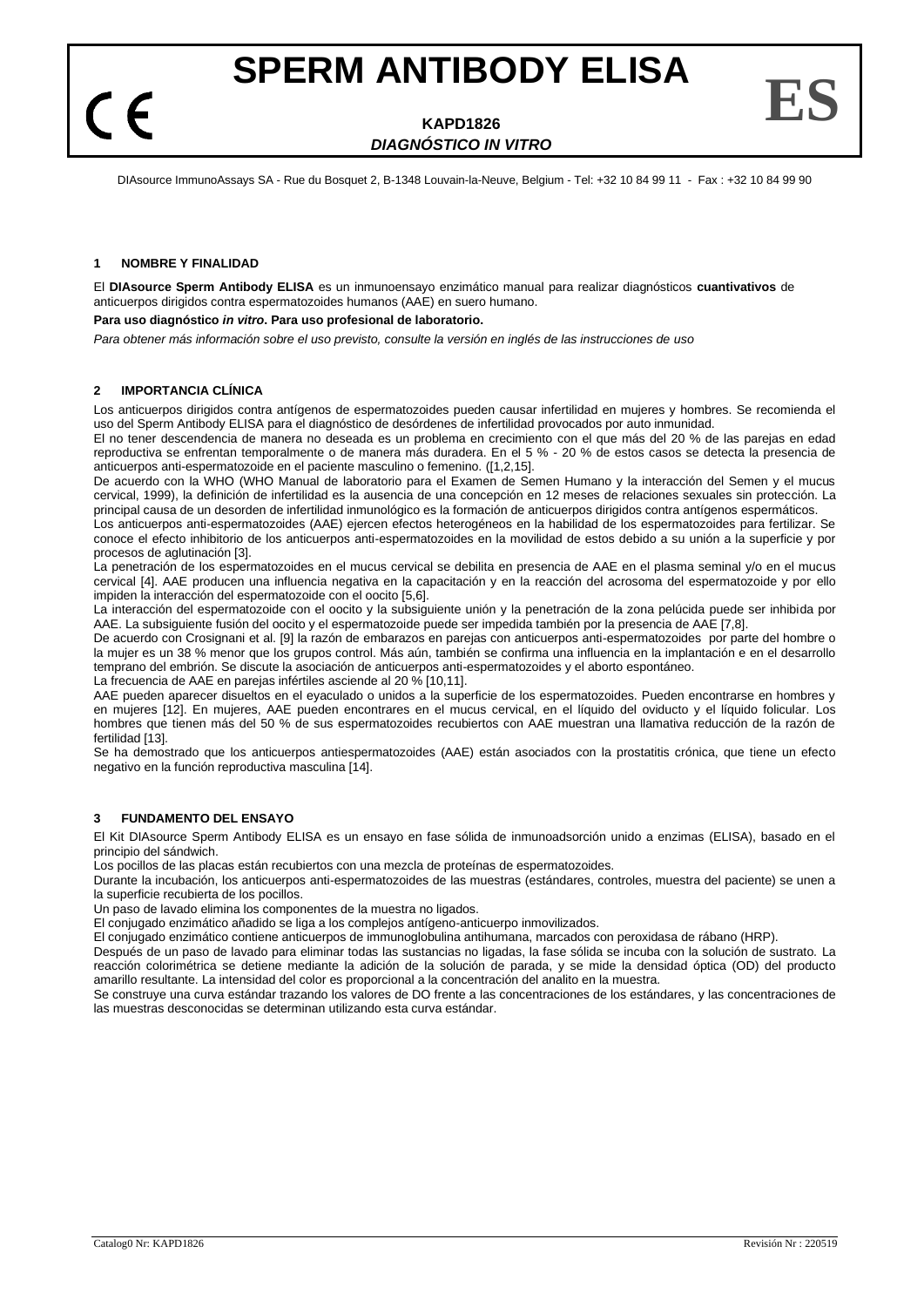# SPERM ANTIBODY ELISA

CE **ES**

**KAPD1826**

***DIAGNÓSTICO IN VITRO***

DIAsource ImmunoAssays SA - Rue du Bosquet 2, B-1348 Louvain-la-Neuve, Belgium - Tel: +32 10 84 99 11 - Fax : +32 10 84 99 90

## 1 NOMBRE Y FINALIDAD

El **DIAsource Sperm Antibody ELISA** es un inmunoensayo enzimático manual para realizar diagnósticos **cuantivativos** de anticuerpos dirigidos contra espermatozoides humanos (AAE) en suero humano.

**Para uso diagnóstico *in vitro*. Para uso profesional de laboratorio.**

*Para obtener más información sobre el uso previsto, consulte la versión en inglés de las instrucciones de uso*

## 2 IMPORTANCIA CLÍNICA

Los anticuerpos dirigidos contra antígenos de espermatozoides pueden causar infertilidad en mujeres y hombres. Se recomienda el uso del Sperm Antibody ELISA para el diagnóstico de desórdenes de infertilidad provocados por auto inmunidad.

El no tener descendencia de manera no deseada es un problema en crecimiento con el que más del 20 % de las parejas en edad reproductiva se enfrentan temporalmente o de manera más duradera. En el 5 % - 20 % de estos casos se detecta la presencia de anticuerpos anti-espermatozoide en el paciente masculino o femenino. ([1,2,15].

De acuerdo con la WHO (WHO Manual de laboratorio para el Examen de Semen Humano y la interacción del Semen y el mucus cervical, 1999), la definición de infertilidad es la ausencia de una concepción en 12 meses de relaciones sexuales sin protección. La principal causa de un desorden de infertilidad inmunológico es la formación de anticuerpos dirigidos contra antígenos espermáticos.

Los anticuerpos anti-espermatozoides (AAE) ejercen efectos heterogéneos en la habilidad de los espermatozoides para fertilizar. Se conoce el efecto inhibitorio de los anticuerpos anti-espermatozoides en la movilidad de estos debido a su unión a la superficie y por procesos de aglutinación [3].

La penetración de los espermatozoides en el mucus cervical se debilita en presencia de AAE en el plasma seminal y/o en el mucus cervical [4]. AAE producen una influencia negativa en la capacitación y en la reacción del acrosoma del espermatozoide y por ello impiden la interacción del espermatozoide con el oocito [5,6].

La interacción del espermatozoide con el oocito y la subsiguiente unión y la penetración de la zona pelúcida puede ser inhibida por AAE. La subsiguiente fusión del oocito y el espermatozoide puede ser impedida también por la presencia de AAE [7,8].

De acuerdo con Crosignani et al. [9] la razón de embarazos en parejas con anticuerpos anti-espermatozoides por parte del hombre o la mujer es un 38 % menor que los grupos control. Más aún, también se confirma una influencia en la implantación e en el desarrollo temprano del embrión. Se discute la asociación de anticuerpos anti-espermatozoides y el aborto espontáneo.

La frecuencia de AAE en parejas infértiles asciende al 20 % [10,11].

AAE pueden aparecer disueltos en el eyaculado o unidos a la superficie de los espermatozoides. Pueden encontrarse en hombres y en mujeres [12]. En mujeres, AAE pueden encontrares en el mucus cervical, en el líquido del oviducto y el líquido folicular. Los hombres que tienen más del 50 % de sus espermatozoides recubiertos con AAE muestran una llamativa reducción de la razón de fertilidad [13].

Se ha demostrado que los anticuerpos antiespermatozoides (AAE) están asociados con la prostatitis crónica, que tiene un efecto negativo en la función reproductiva masculina [14].

## 3 FUNDAMENTO DEL ENSAYO

El Kit DIAsource Sperm Antibody ELISA es un ensayo en fase sólida de inmunoadsorción unido a enzimas (ELISA), basado en el principio del sándwich.

Los pocillos de las placas están recubiertos con una mezcla de proteínas de espermatozoides.

Durante la incubación, los anticuerpos anti-espermatozoides de las muestras (estándares, controles, muestra del paciente) se unen a la superficie recubierta de los pocillos.

Un paso de lavado elimina los componentes de la muestra no ligados.

El conjugado enzimático añadido se liga a los complejos antígeno-anticuerpo inmovilizados.

El conjugado enzimático contiene anticuerpos de inmunoglobulina antihumana, marcados con peroxidasa de rábano (HRP).

Después de un paso de lavado para eliminar todas las sustancias no ligadas, la fase sólida se incuba con la solución de sustrato. La reacción colorimétrica se detiene mediante la adición de la solución de parada, y se mide la densidad óptica (OD) del producto amarillo resultante. La intensidad del color es proporcional a la concentración del analito en la muestra.

Se construye una curva estándar trazando los valores de DO frente a las concentraciones de los estándares, y las concentraciones de las muestras desconocidas se determinan utilizando esta curva estándar.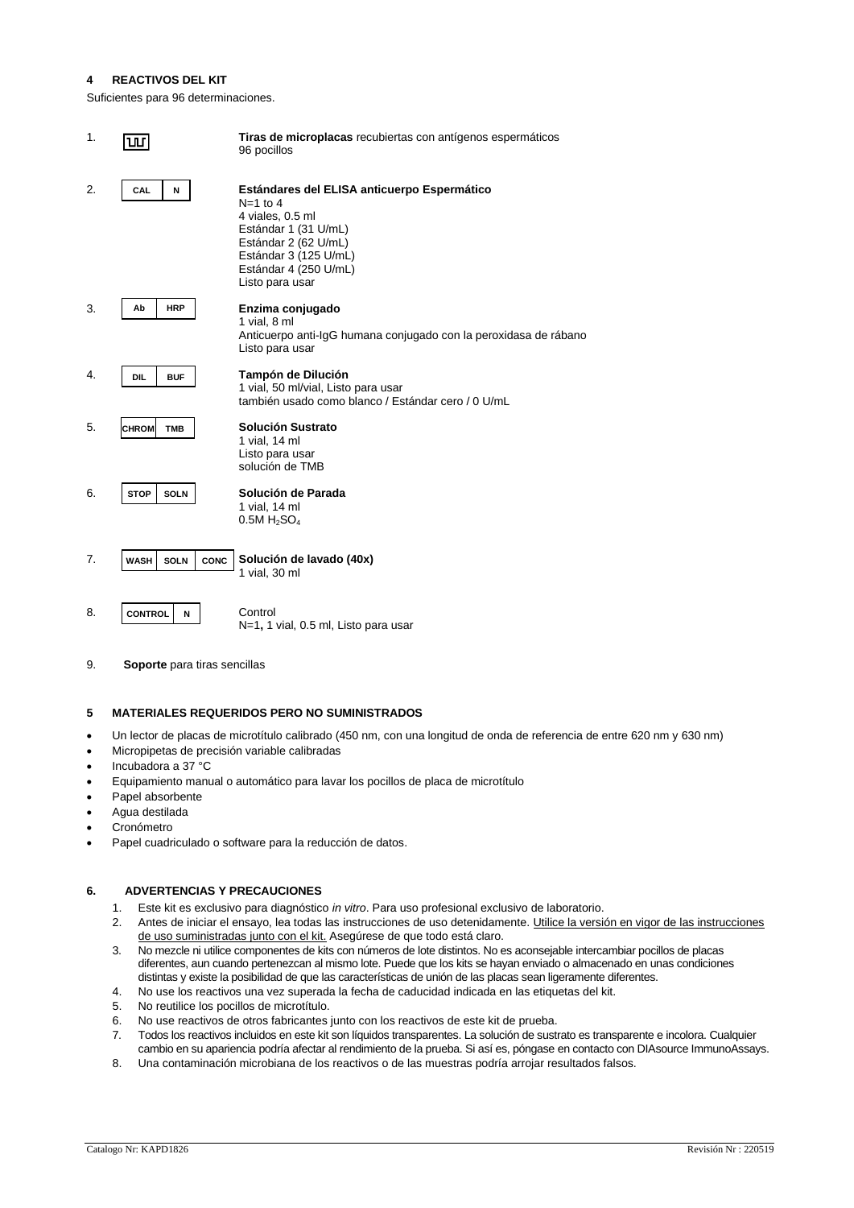## 4 REACTIVOS DEL KIT

Suficientes para 96 determinaciones.

1. **Tiras de microplacas** recubiertas con antígenos espermáticos
   96 pocillos

2. CAL N — **Estándares del ELISA anticuerpo Espermático**
   N=1 to 4
   4 viales, 0.5 ml
   Estándar 1 (31 U/mL)
   Estándar 2 (62 U/mL)
   Estándar 3 (125 U/mL)
   Estándar 4 (250 U/mL)
   Listo para usar

3. Ab HRP — **Enzima conjugado**
   1 vial, 8 ml
   Anticuerpo anti-IgG humana conjugado con la peroxidasa de rábano
   Listo para usar

4. DIL BUF — **Tampón de Dilución**
   1 vial, 50 ml/vial, Listo para usar
   también usado como blanco / Estándar cero / 0 U/mL

5. CHROM TMB — **Solución Sustrato**
   1 vial, 14 ml
   Listo para usar
   solución de TMB

6. STOP SOLN — **Solución de Parada**
   1 vial, 14 ml
   0.5M $H_2SO_4$

7. WASH SOLN CONC — **Solución de lavado (40x)**
   1 vial, 30 ml

8. CONTROL N — Control
   N=1**,** 1 vial, 0.5 ml, Listo para usar

9. **Soporte** para tiras sencillas

## 5 MATERIALES REQUERIDOS PERO NO SUMINISTRADOS

- Un lector de placas de microtítulo calibrado (450 nm, con una longitud de onda de referencia de entre 620 nm y 630 nm)
- Micropipetas de precisión variable calibradas
- Incubadora a 37 °C
- Equipamiento manual o automático para lavar los pocillos de placa de microtítulo
- Papel absorbente
- Agua destilada
- Cronómetro
- Papel cuadriculado o software para la reducción de datos.

## 6. ADVERTENCIAS Y PRECAUCIONES

1. Este kit es exclusivo para diagnóstico *in vitro*. Para uso profesional exclusivo de laboratorio.
2. Antes de iniciar el ensayo, lea todas las instrucciones de uso detenidamente. Utilice la versión en vigor de las instrucciones de uso suministradas junto con el kit. Asegúrese de que todo está claro.
3. No mezcle ni utilice componentes de kits con números de lote distintos. No es aconsejable intercambiar pocillos de placas diferentes, aun cuando pertenezcan al mismo lote. Puede que los kits se hayan enviado o almacenado en unas condiciones distintas y existe la posibilidad de que las características de unión de las placas sean ligeramente diferentes.
4. No use los reactivos una vez superada la fecha de caducidad indicada en las etiquetas del kit.
5. No reutilice los pocillos de microtítulo.
6. No use reactivos de otros fabricantes junto con los reactivos de este kit de prueba.
7. Todos los reactivos incluidos en este kit son líquidos transparentes. La solución de sustrato es transparente e incolora. Cualquier cambio en su apariencia podría afectar al rendimiento de la prueba. Si así es, póngase en contacto con DIAsource ImmunoAssays.
8. Una contaminación microbiana de los reactivos o de las muestras podría arrojar resultados falsos.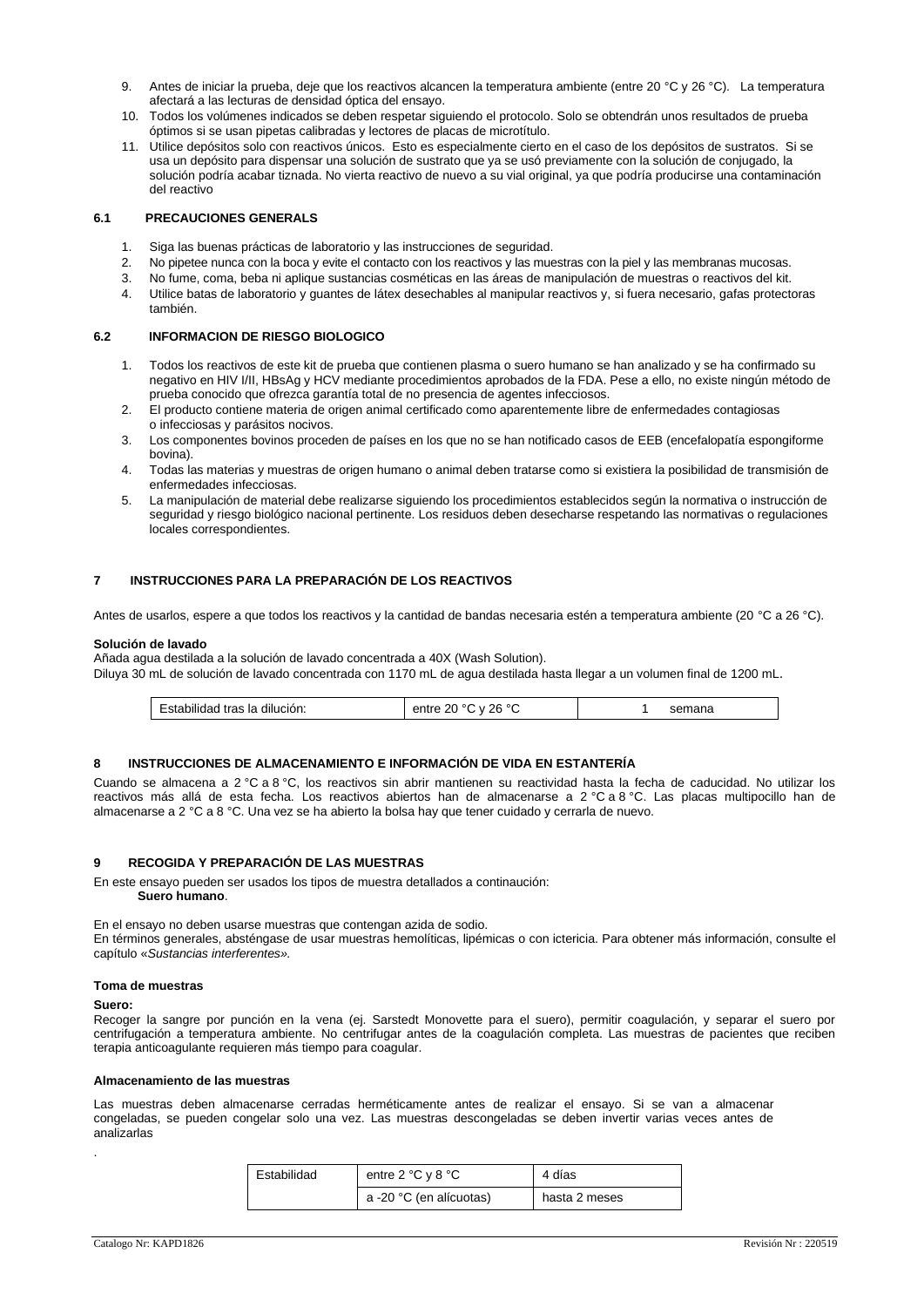9. Antes de iniciar la prueba, deje que los reactivos alcancen la temperatura ambiente (entre 20 °C y 26 °C). La temperatura afectará a las lecturas de densidad óptica del ensayo.
10. Todos los volúmenes indicados se deben respetar siguiendo el protocolo. Solo se obtendrán unos resultados de prueba óptimos si se usan pipetas calibradas y lectores de placas de microtítulo.
11. Utilice depósitos solo con reactivos únicos. Esto es especialmente cierto en el caso de los depósitos de sustratos. Si se usa un depósito para dispensar una solución de sustrato que ya se usó previamente con la solución de conjugado, la solución podría acabar tiznada. No vierta reactivo de nuevo a su vial original, ya que podría producirse una contaminación del reactivo

### 6.1 PRECAUCIONES GENERALS

1. Siga las buenas prácticas de laboratorio y las instrucciones de seguridad.
2. No pipetee nunca con la boca y evite el contacto con los reactivos y las muestras con la piel y las membranas mucosas.
3. No fume, coma, beba ni aplique sustancias cosméticas en las áreas de manipulación de muestras o reactivos del kit.
4. Utilice batas de laboratorio y guantes de látex desechables al manipular reactivos y, si fuera necesario, gafas protectoras también.

### 6.2 INFORMACION DE RIESGO BIOLOGICO

1. Todos los reactivos de este kit de prueba que contienen plasma o suero humano se han analizado y se ha confirmado su negativo en HIV I/II, HBsAg y HCV mediante procedimientos aprobados de la FDA. Pese a ello, no existe ningún método de prueba conocido que ofrezca garantía total de no presencia de agentes infecciosos.
2. El producto contiene materia de origen animal certificado como aparentemente libre de enfermedades contagiosas o infecciosas y parásitos nocivos.
3. Los componentes bovinos proceden de países en los que no se han notificado casos de EEB (encefalopatía espongiforme bovina).
4. Todas las materias y muestras de origen humano o animal deben tratarse como si existiera la posibilidad de transmisión de enfermedades infecciosas.
5. La manipulación de material debe realizarse siguiendo los procedimientos establecidos según la normativa o instrucción de seguridad y riesgo biológico nacional pertinente. Los residuos deben desecharse respetando las normativas o regulaciones locales correspondientes.

## 7 INSTRUCCIONES PARA LA PREPARACIÓN DE LOS REACTIVOS

Antes de usarlos, espere a que todos los reactivos y la cantidad de bandas necesaria estén a temperatura ambiente (20 °C a 26 °C).

**Solución de lavado**

Añada agua destilada a la solución de lavado concentrada a 40X (Wash Solution).
Diluya 30 mL de solución de lavado concentrada con 1170 mL de agua destilada hasta llegar a un volumen final de 1200 mL.

| Estabilidad tras la dilución: | entre 20 °C y 26 °C | 1 semana |
|---|---|---|

## 8 INSTRUCCIONES DE ALMACENAMIENTO E INFORMACIÓN DE VIDA EN ESTANTERÍA

Cuando se almacena a 2 °C a 8 °C, los reactivos sin abrir mantienen su reactividad hasta la fecha de caducidad. No utilizar los reactivos más allá de esta fecha. Los reactivos abiertos han de almacenarse a 2 °C a 8 °C. Las placas multipocillo han de almacenarse a 2 °C a 8 °C. Una vez se ha abierto la bolsa hay que tener cuidado y cerrarla de nuevo.

## 9 RECOGIDA Y PREPARACIÓN DE LAS MUESTRAS

En este ensayo pueden ser usados los tipos de muestra detallados a continuación:
**Suero humano**.

En el ensayo no deben usarse muestras que contengan azida de sodio.
En términos generales, absténgase de usar muestras hemolíticas, lipémicas o con ictericia. Para obtener más información, consulte el capítulo «*Sustancias interferentes*».

**Toma de muestras**

**Suero:**
Recoger la sangre por punción en la vena (ej. Sarstedt Monovette para el suero), permitir coagulación, y separar el suero por centrifugación a temperatura ambiente. No centrifugar antes de la coagulación completa. Las muestras de pacientes que reciben terapia anticoagulante requieren más tiempo para coagular.

**Almacenamiento de las muestras**

Las muestras deben almacenarse cerradas herméticamente antes de realizar el ensayo. Si se van a almacenar congeladas, se pueden congelar solo una vez. Las muestras descongeladas se deben invertir varias veces antes de analizarlas

.

| Estabilidad | entre 2 °C y 8 °C | 4 días |
|---|---|---|
| | a -20 °C (en alícuotas) | hasta 2 meses |

Catalogo Nr: KAPD1826 Revisión Nr : 220519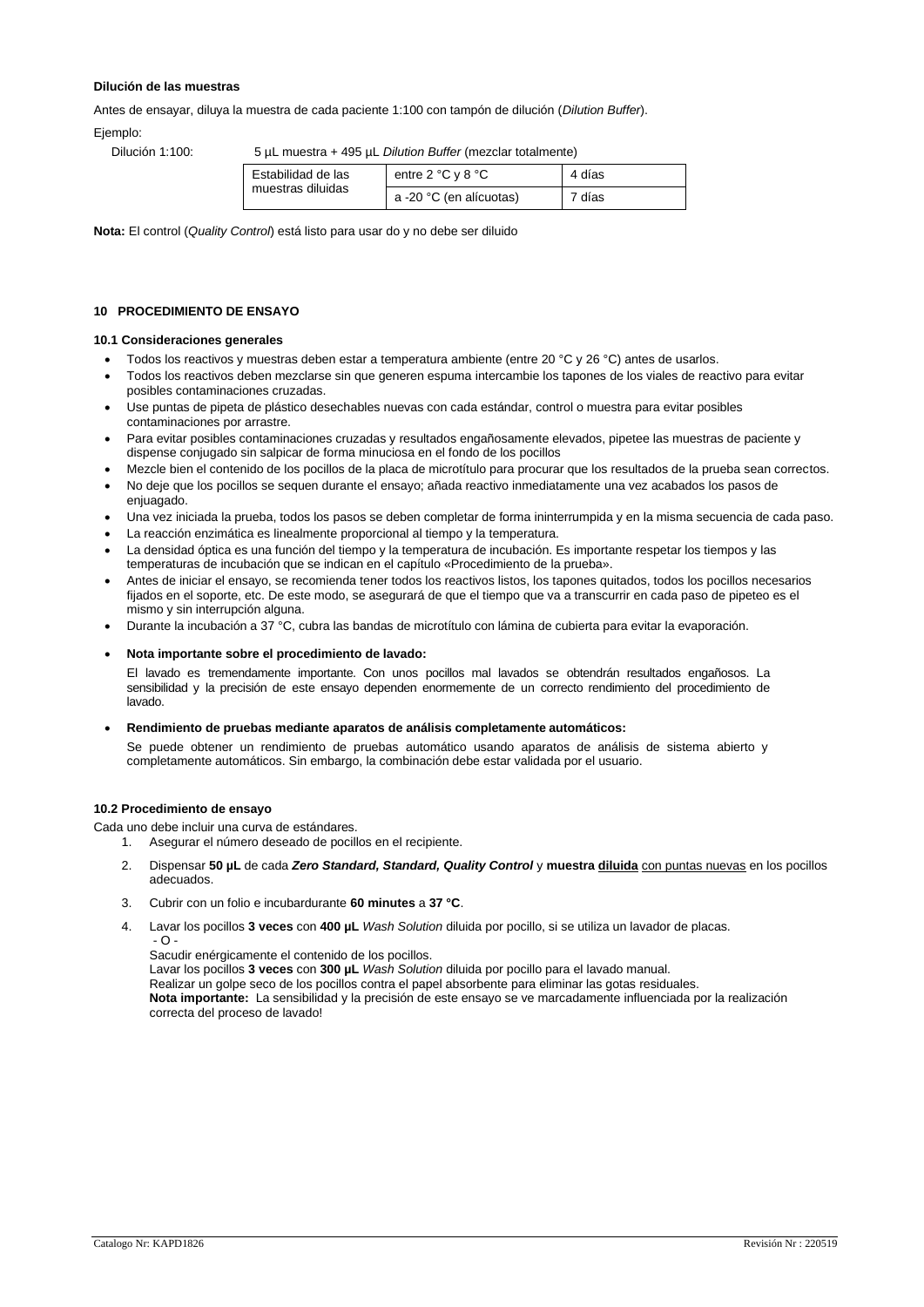**Dilución de las muestras**

Antes de ensayar, diluya la muestra de cada paciente 1:100 con tampón de dilución (*Dilution Buffer*).

Ejemplo:

Dilución 1:100: 5 µL muestra + 495 µL *Dilution Buffer* (mezclar totalmente)

| Estabilidad de las muestras diluidas | entre 2 °C y 8 °C | 4 días |
|---|---|---|
| | a -20 °C (en alícuotas) | 7 días |

**Nota:** El control (*Quality Control*) está listo para usar do y no debe ser diluido

## 10 PROCEDIMIENTO DE ENSAYO

### 10.1 Consideraciones generales

- Todos los reactivos y muestras deben estar a temperatura ambiente (entre 20 °C y 26 °C) antes de usarlos.
- Todos los reactivos deben mezclarse sin que generen espuma intercambie los tapones de los viales de reactivo para evitar posibles contaminaciones cruzadas.
- Use puntas de pipeta de plástico desechables nuevas con cada estándar, control o muestra para evitar posibles contaminaciones por arrastre.
- Para evitar posibles contaminaciones cruzadas y resultados engañosamente elevados, pipetee las muestras de paciente y dispense conjugado sin salpicar de forma minuciosa en el fondo de los pocillos
- Mezcle bien el contenido de los pocillos de la placa de microtítulo para procurar que los resultados de la prueba sean correctos.
- No deje que los pocillos se sequen durante el ensayo; añada reactivo inmediatamente una vez acabados los pasos de enjuagado.
- Una vez iniciada la prueba, todos los pasos se deben completar de forma ininterrumpida y en la misma secuencia de cada paso.
- La reacción enzimática es linealmente proporcional al tiempo y la temperatura.
- La densidad óptica es una función del tiempo y la temperatura de incubación. Es importante respetar los tiempos y las temperaturas de incubación que se indican en el capítulo «Procedimiento de la prueba».
- Antes de iniciar el ensayo, se recomienda tener todos los reactivos listos, los tapones quitados, todos los pocillos necesarios fijados en el soporte, etc. De este modo, se asegurará de que el tiempo que va a transcurrir en cada paso de pipeteo es el mismo y sin interrupción alguna.
- Durante la incubación a 37 °C, cubra las bandas de microtítulo con lámina de cubierta para evitar la evaporación.
- **Nota importante sobre el procedimiento de lavado:**

  El lavado es tremendamente importante. Con unos pocillos mal lavados se obtendrán resultados engañosos. La sensibilidad y la precisión de este ensayo dependen enormemente de un correcto rendimiento del procedimiento de lavado.

- **Rendimiento de pruebas mediante aparatos de análisis completamente automáticos:**

  Se puede obtener un rendimiento de pruebas automático usando aparatos de análisis de sistema abierto y completamente automáticos. Sin embargo, la combinación debe estar validada por el usuario.

### 10.2 Procedimiento de ensayo

Cada uno debe incluir una curva de estándares.

1. Asegurar el número deseado de pocillos en el recipiente.
2. Dispensar **50 µL** de cada ***Zero Standard, Standard, Quality Control*** y **muestra <u>diluida</u>** <u>con puntas nuevas</u> en los pocillos adecuados.
3. Cubrir con un folio e incubardurante **60 minutes** a **37 °C**.
4. Lavar los pocillos **3 veces** con **400 µL** *Wash Solution* diluida por pocillo, si se utiliza un lavador de placas.
   - O -
   
   Sacudir enérgicamente el contenido de los pocillos.
   Lavar los pocillos **3 veces** con **300 µL** *Wash Solution* diluida por pocillo para el lavado manual.
   Realizar un golpe seco de los pocillos contra el papel absorbente para eliminar las gotas residuales.
   **Nota importante:** La sensibilidad y la precisión de este ensayo se ve marcadamente influenciada por la realización correcta del proceso de lavado!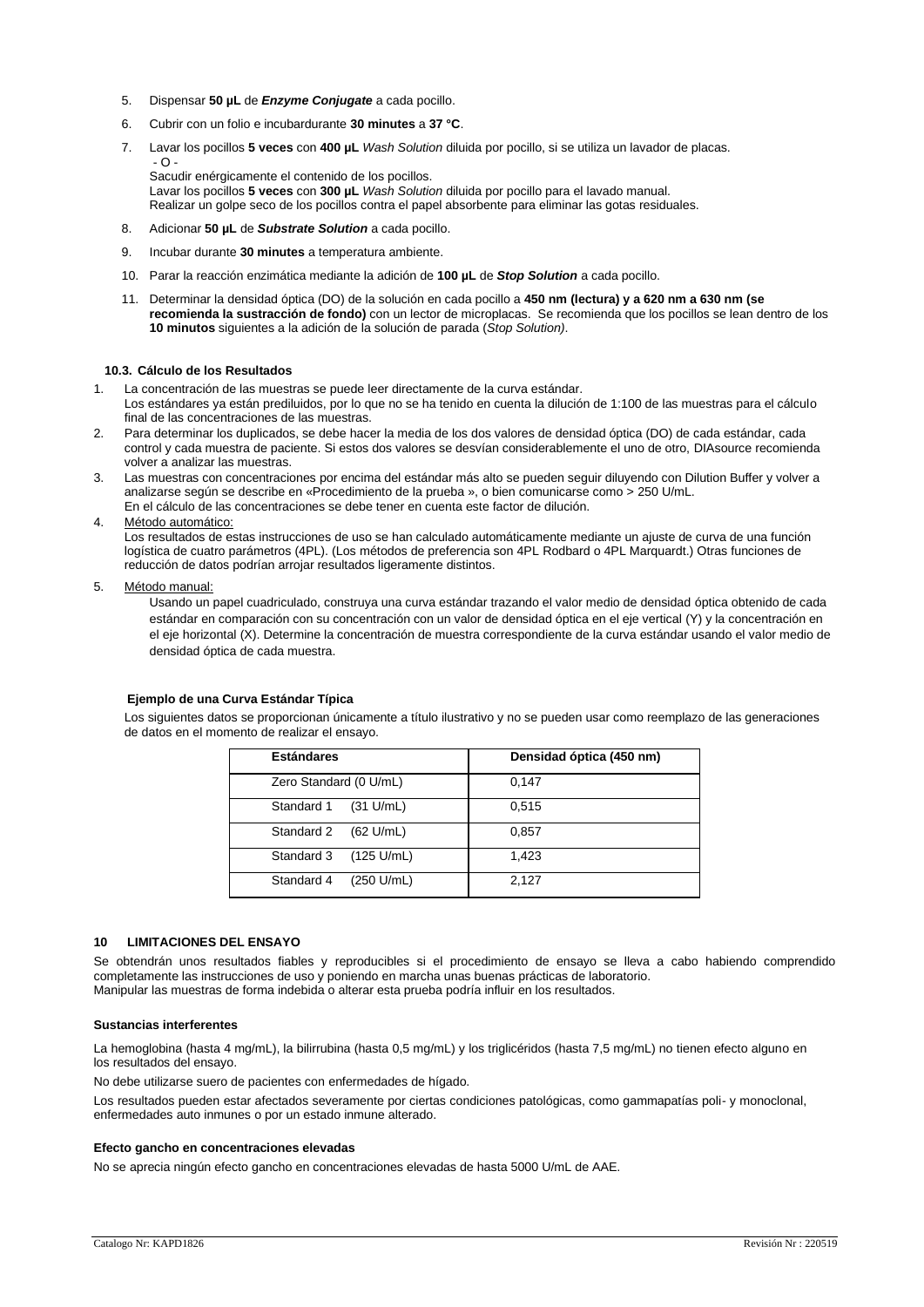5. Dispensar **50 µL** de ***Enzyme Conjugate*** a cada pocillo.

6. Cubrir con un folio e incubardurante **30 minutes** a **37 °C**.

7. Lavar los pocillos **5 veces** con **400 µL** *Wash Solution* diluida por pocillo, si se utiliza un lavador de placas.
   - O -
   Sacudir enérgicamente el contenido de los pocillos.
   Lavar los pocillos **5 veces** con **300 µL** *Wash Solution* diluida por pocillo para el lavado manual.
   Realizar un golpe seco de los pocillos contra el papel absorbente para eliminar las gotas residuales.

8. Adicionar **50 µL** de ***Substrate Solution*** a cada pocillo.

9. Incubar durante **30 minutes** a temperatura ambiente.

10. Parar la reacción enzimática mediante la adición de **100 µL** de ***Stop Solution*** a cada pocillo.

11. Determinar la densidad óptica (DO) de la solución en cada pocillo a **450 nm (lectura) y a 620 nm a 630 nm (se recomienda la sustracción de fondo)** con un lector de microplacas. Se recomienda que los pocillos se lean dentro de los **10 minutos** siguientes a la adición de la solución de parada (*Stop Solution)*.

### 10.3. Cálculo de los Resultados

1. La concentración de las muestras se puede leer directamente de la curva estándar.
   Los estándares ya están prediluidos, por lo que no se ha tenido en cuenta la dilución de 1:100 de las muestras para el cálculo final de las concentraciones de las muestras.
2. Para determinar los duplicados, se debe hacer la media de los dos valores de densidad óptica (DO) de cada estándar, cada control y cada muestra de paciente. Si estos dos valores se desvían considerablemente el uno de otro, DIAsource recomienda volver a analizar las muestras.
3. Las muestras con concentraciones por encima del estándar más alto se pueden seguir diluyendo con Dilution Buffer y volver a analizarse según se describe en «Procedimiento de la prueba », o bien comunicarse como > 250 U/mL.
   En el cálculo de las concentraciones se debe tener en cuenta este factor de dilución.
4. Método automático:
   Los resultados de estas instrucciones de uso se han calculado automáticamente mediante un ajuste de curva de una función logística de cuatro parámetros (4PL). (Los métodos de preferencia son 4PL Rodbard o 4PL Marquardt.) Otras funciones de reducción de datos podrían arrojar resultados ligeramente distintos.
5. Método manual:
   Usando un papel cuadriculado, construya una curva estándar trazando el valor medio de densidad óptica obtenido de cada estándar en comparación con su concentración con un valor de densidad óptica en el eje vertical (Y) y la concentración en el eje horizontal (X). Determine la concentración de muestra correspondiente de la curva estándar usando el valor medio de densidad óptica de cada muestra.

**Ejemplo de una Curva Estándar Típica**

Los siguientes datos se proporcionan únicamente a título ilustrativo y no se pueden usar como reemplazo de las generaciones de datos en el momento de realizar el ensayo.

| Estándares | Densidad óptica (450 nm) |
|---|---|
| Zero Standard (0 U/mL) | 0,147 |
| Standard 1 (31 U/mL) | 0,515 |
| Standard 2 (62 U/mL) | 0,857 |
| Standard 3 (125 U/mL) | 1,423 |
| Standard 4 (250 U/mL) | 2,127 |

## 10 LIMITACIONES DEL ENSAYO

Se obtendrán unos resultados fiables y reproducibles si el procedimiento de ensayo se lleva a cabo habiendo comprendido completamente las instrucciones de uso y poniendo en marcha unas buenas prácticas de laboratorio.
Manipular las muestras de forma indebida o alterar esta prueba podría influir en los resultados.

**Sustancias interferentes**

La hemoglobina (hasta 4 mg/mL), la bilirrubina (hasta 0,5 mg/mL) y los triglicéridos (hasta 7,5 mg/mL) no tienen efecto alguno en los resultados del ensayo.

No debe utilizarse suero de pacientes con enfermedades de hígado.

Los resultados pueden estar afectados severamente por ciertas condiciones patológicas, como gammapatías poli- y monoclonal, enfermedades auto inmunes o por un estado inmune alterado.

**Efecto gancho en concentraciones elevadas**

No se aprecia ningún efecto gancho en concentraciones elevadas de hasta 5000 U/mL de AAE.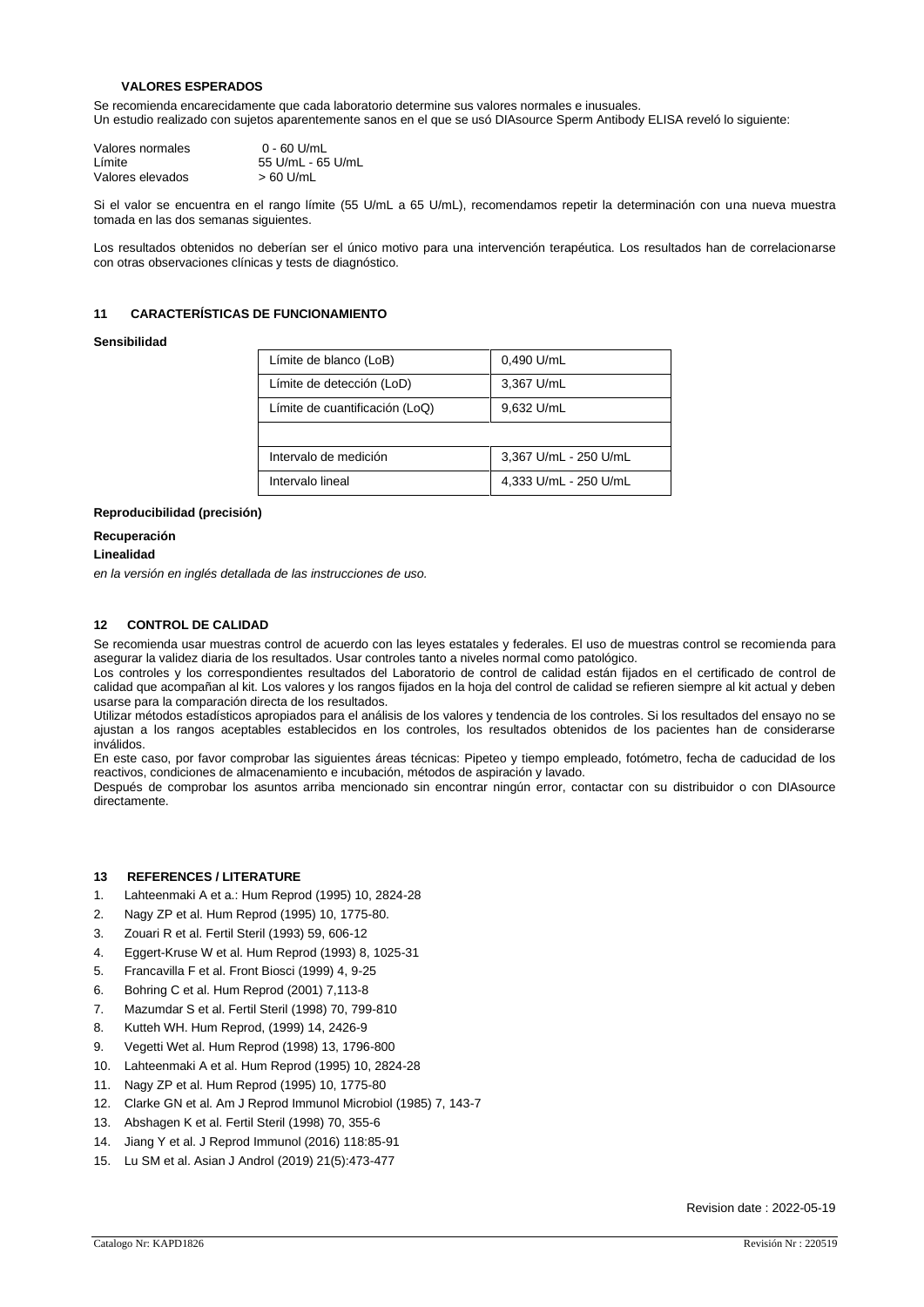### VALORES ESPERADOS

Se recomienda encarecidamente que cada laboratorio determine sus valores normales e inusuales.
Un estudio realizado con sujetos aparentemente sanos en el que se usó DIAsource Sperm Antibody ELISA reveló lo siguiente:

| | |
|---|---|
| Valores normales | 0 - 60 U/mL |
| Límite | 55 U/mL - 65 U/mL |
| Valores elevados | > 60 U/mL |

Si el valor se encuentra en el rango límite (55 U/mL a 65 U/mL), recomendamos repetir la determinación con una nueva muestra tomada en las dos semanas siguientes.

Los resultados obtenidos no deberían ser el único motivo para una intervención terapéutica. Los resultados han de correlacionarse con otras observaciones clínicas y tests de diagnóstico.

## 11 CARACTERÍSTICAS DE FUNCIONAMIENTO

**Sensibilidad**

| | |
|---|---|
| Límite de blanco (LoB) | 0,490 U/mL |
| Límite de detección (LoD) | 3,367 U/mL |
| Límite de cuantificación (LoQ) | 9,632 U/mL |
| | |
| Intervalo de medición | 3,367 U/mL - 250 U/mL |
| Intervalo lineal | 4,333 U/mL - 250 U/mL |

**Reproducibilidad (precisión)**

**Recuperación**

**Linealidad**

*en la versión en inglés detallada de las instrucciones de uso.*

## 12 CONTROL DE CALIDAD

Se recomienda usar muestras control de acuerdo con las leyes estatales y federales. El uso de muestras control se recomienda para asegurar la validez diaria de los resultados. Usar controles tanto a niveles normal como patológico.
Los controles y los correspondientes resultados del Laboratorio de control de calidad están fijados en el certificado de control de calidad que acompañan al kit. Los valores y los rangos fijados en la hoja del control de calidad se refieren siempre al kit actual y deben usarse para la comparación directa de los resultados.
Utilizar métodos estadísticos apropiados para el análisis de los valores y tendencia de los controles. Si los resultados del ensayo no se ajustan a los rangos aceptables establecidos en los controles, los resultados obtenidos de los pacientes han de considerarse inválidos.
En este caso, por favor comprobar las siguientes áreas técnicas: Pipeteo y tiempo empleado, fotómetro, fecha de caducidad de los reactivos, condiciones de almacenamiento e incubación, métodos de aspiración y lavado.
Después de comprobar los asuntos arriba mencionado sin encontrar ningún error, contactar con su distribuidor o con DIAsource directamente.

## 13 REFERENCES / LITERATURE

1. Lahteenmaki A et a.: Hum Reprod (1995) 10, 2824-28
2. Nagy ZP et al. Hum Reprod (1995) 10, 1775-80.
3. Zouari R et al. Fertil Steril (1993) 59, 606-12
4. Eggert-Kruse W et al. Hum Reprod (1993) 8, 1025-31
5. Francavilla F et al. Front Biosci (1999) 4, 9-25
6. Bohring C et al. Hum Reprod (2001) 7,113-8
7. Mazumdar S et al. Fertil Steril (1998) 70, 799-810
8. Kutteh WH. Hum Reprod, (1999) 14, 2426-9
9. Vegetti Wet al. Hum Reprod (1998) 13, 1796-800
10. Lahteenmaki A et al. Hum Reprod (1995) 10, 2824-28
11. Nagy ZP et al. Hum Reprod (1995) 10, 1775-80
12. Clarke GN et al. Am J Reprod Immunol Microbiol (1985) 7, 143-7
13. Abshagen K et al. Fertil Steril (1998) 70, 355-6
14. Jiang Y et al. J Reprod Immunol (2016) 118:85-91
15. Lu SM et al. Asian J Androl (2019) 21(5):473-477

Revision date : 2022-05-19